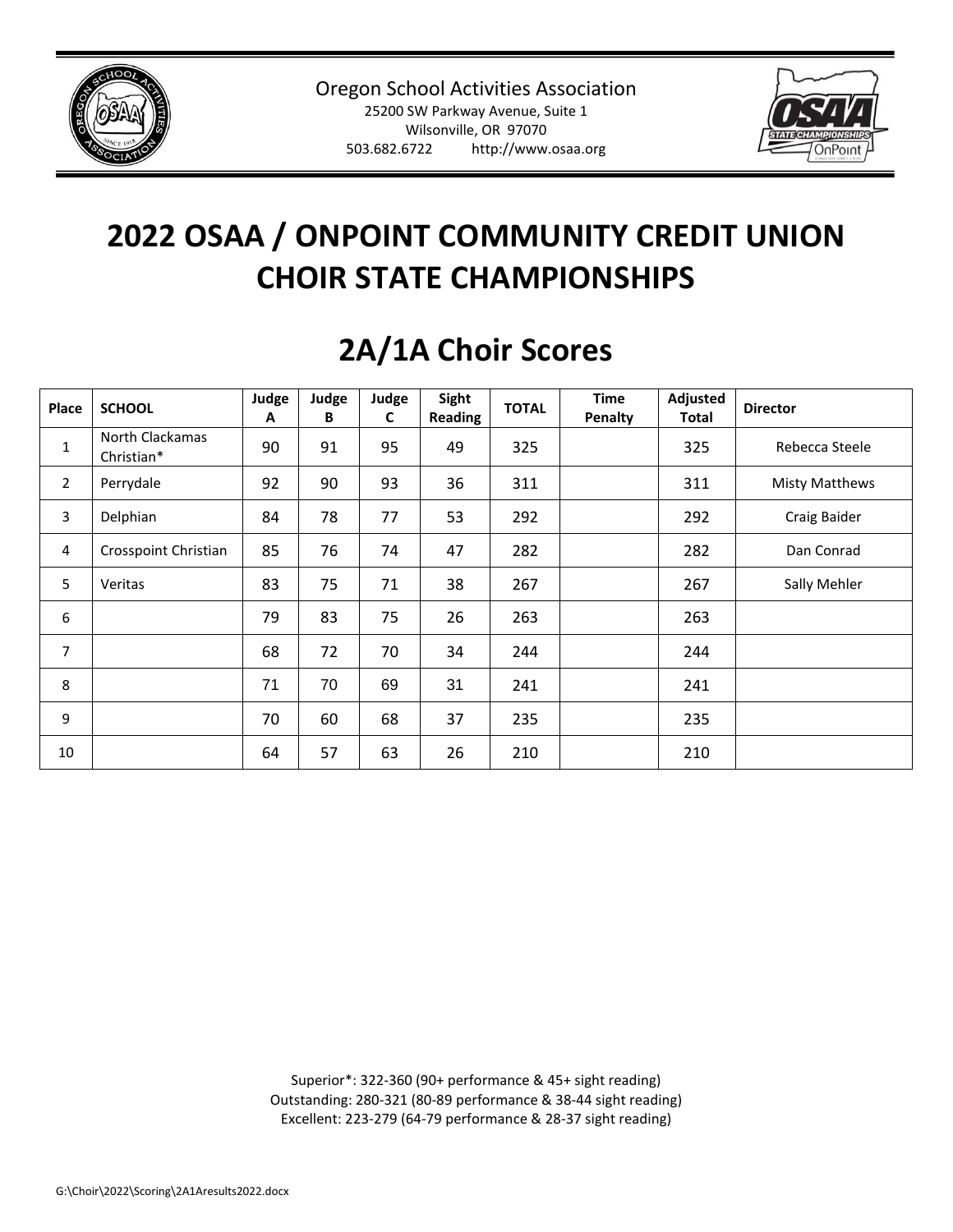Oregon School Activities Association
25200 SW Parkway Avenue, Suite 1
Wilsonville, OR 97070
503.682.6722 http://www.osaa.org

# 2022 OSAA / ONPOINT COMMUNITY CREDIT UNION CHOIR STATE CHAMPIONSHIPS

## 2A/1A Choir Scores

| Place | SCHOOL | Judge A | Judge B | Judge C | Sight Reading | TOTAL | Time Penalty | Adjusted Total | Director |
|---|---|---|---|---|---|---|---|---|---|
| 1 | North Clackamas Christian* | 90 | 91 | 95 | 49 | 325 | | 325 | Rebecca Steele |
| 2 | Perrydale | 92 | 90 | 93 | 36 | 311 | | 311 | Misty Matthews |
| 3 | Delphian | 84 | 78 | 77 | 53 | 292 | | 292 | Craig Baider |
| 4 | Crosspoint Christian | 85 | 76 | 74 | 47 | 282 | | 282 | Dan Conrad |
| 5 | Veritas | 83 | 75 | 71 | 38 | 267 | | 267 | Sally Mehler |
| 6 | | 79 | 83 | 75 | 26 | 263 | | 263 | |
| 7 | | 68 | 72 | 70 | 34 | 244 | | 244 | |
| 8 | | 71 | 70 | 69 | 31 | 241 | | 241 | |
| 9 | | 70 | 60 | 68 | 37 | 235 | | 235 | |
| 10 | | 64 | 57 | 63 | 26 | 210 | | 210 | |

Superior*: 322-360 (90+ performance & 45+ sight reading)
Outstanding: 280-321 (80-89 performance & 38-44 sight reading)
Excellent: 223-279 (64-79 performance & 28-37 sight reading)

G:\Choir\2022\Scoring\2A1Aresults2022.docx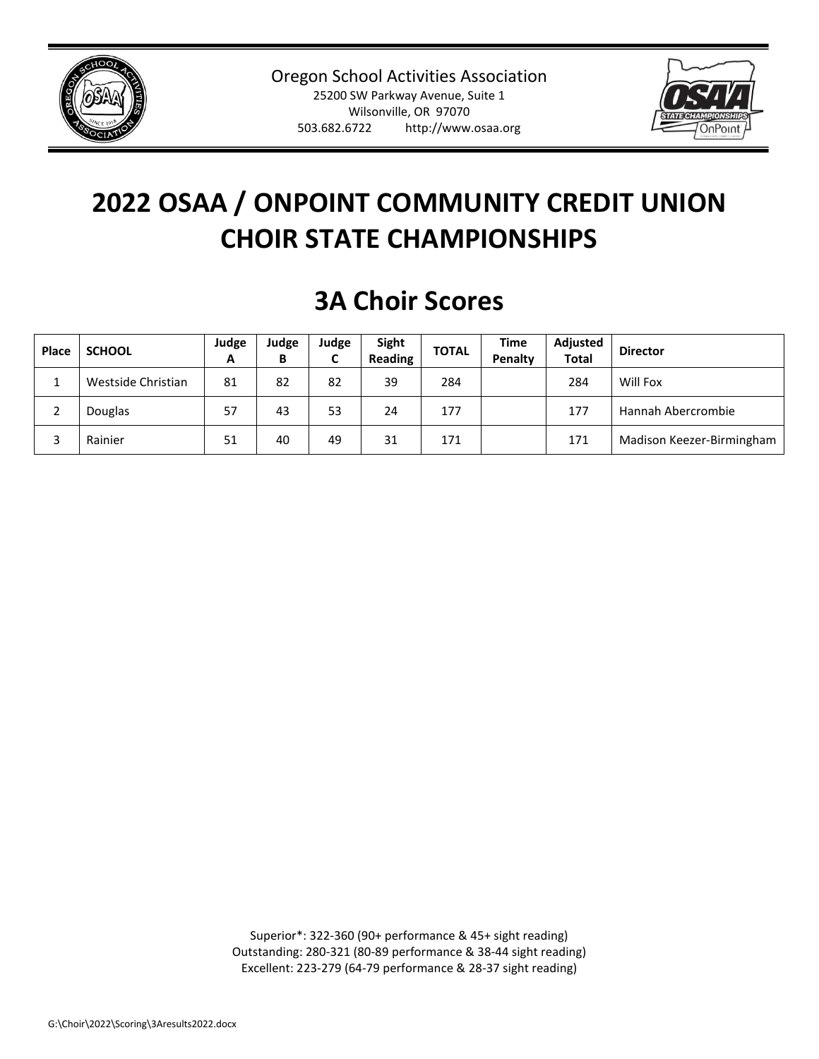Oregon School Activities Association
25200 SW Parkway Avenue, Suite 1
Wilsonville, OR 97070
503.682.6722 http://www.osaa.org

# 2022 OSAA / ONPOINT COMMUNITY CREDIT UNION CHOIR STATE CHAMPIONSHIPS

## 3A Choir Scores

| Place | SCHOOL | Judge A | Judge B | Judge C | Sight Reading | TOTAL | Time Penalty | Adjusted Total | Director |
|---|---|---|---|---|---|---|---|---|---|
| 1 | Westside Christian | 81 | 82 | 82 | 39 | 284 | | 284 | Will Fox |
| 2 | Douglas | 57 | 43 | 53 | 24 | 177 | | 177 | Hannah Abercrombie |
| 3 | Rainier | 51 | 40 | 49 | 31 | 171 | | 171 | Madison Keezer-Birmingham |

Superior*: 322-360 (90+ performance & 45+ sight reading)
Outstanding: 280-321 (80-89 performance & 38-44 sight reading)
Excellent: 223-279 (64-79 performance & 28-37 sight reading)

G:\Choir\2022\Scoring\3Aresults2022.docx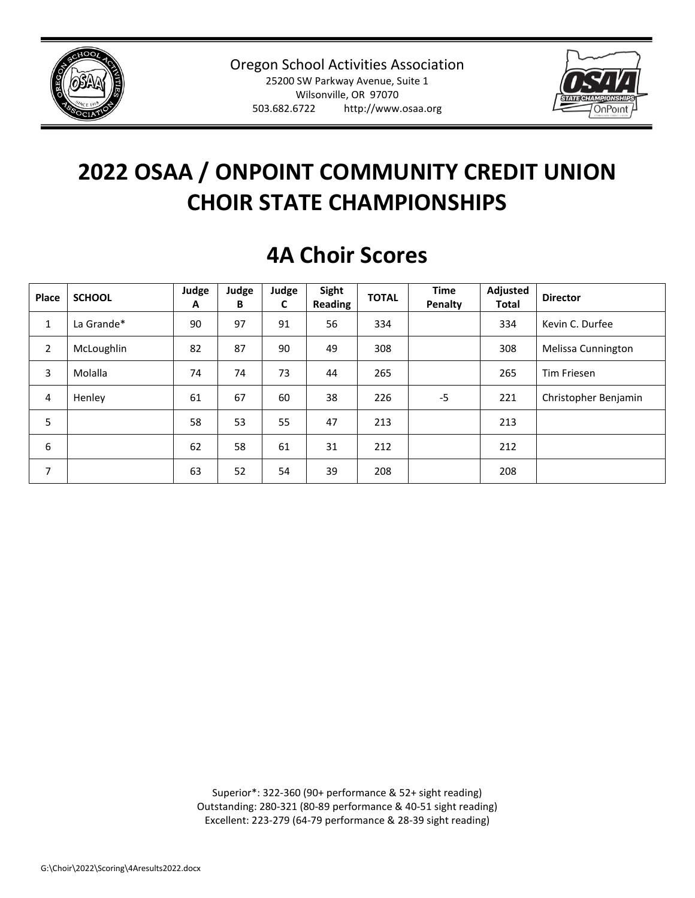Oregon School Activities Association
25200 SW Parkway Avenue, Suite 1
Wilsonville, OR 97070
503.682.6722 http://www.osaa.org

# 2022 OSAA / ONPOINT COMMUNITY CREDIT UNION CHOIR STATE CHAMPIONSHIPS

## 4A Choir Scores

| Place | SCHOOL | Judge A | Judge B | Judge C | Sight Reading | TOTAL | Time Penalty | Adjusted Total | Director |
|---|---|---|---|---|---|---|---|---|---|
| 1 | La Grande* | 90 | 97 | 91 | 56 | 334 | | 334 | Kevin C. Durfee |
| 2 | McLoughlin | 82 | 87 | 90 | 49 | 308 | | 308 | Melissa Cunnington |
| 3 | Molalla | 74 | 74 | 73 | 44 | 265 | | 265 | Tim Friesen |
| 4 | Henley | 61 | 67 | 60 | 38 | 226 | -5 | 221 | Christopher Benjamin |
| 5 | | 58 | 53 | 55 | 47 | 213 | | 213 | |
| 6 | | 62 | 58 | 61 | 31 | 212 | | 212 | |
| 7 | | 63 | 52 | 54 | 39 | 208 | | 208 | |

Superior*: 322-360 (90+ performance & 52+ sight reading)
Outstanding: 280-321 (80-89 performance & 40-51 sight reading)
Excellent: 223-279 (64-79 performance & 28-39 sight reading)

G:\Choir\2022\Scoring\4Aresults2022.docx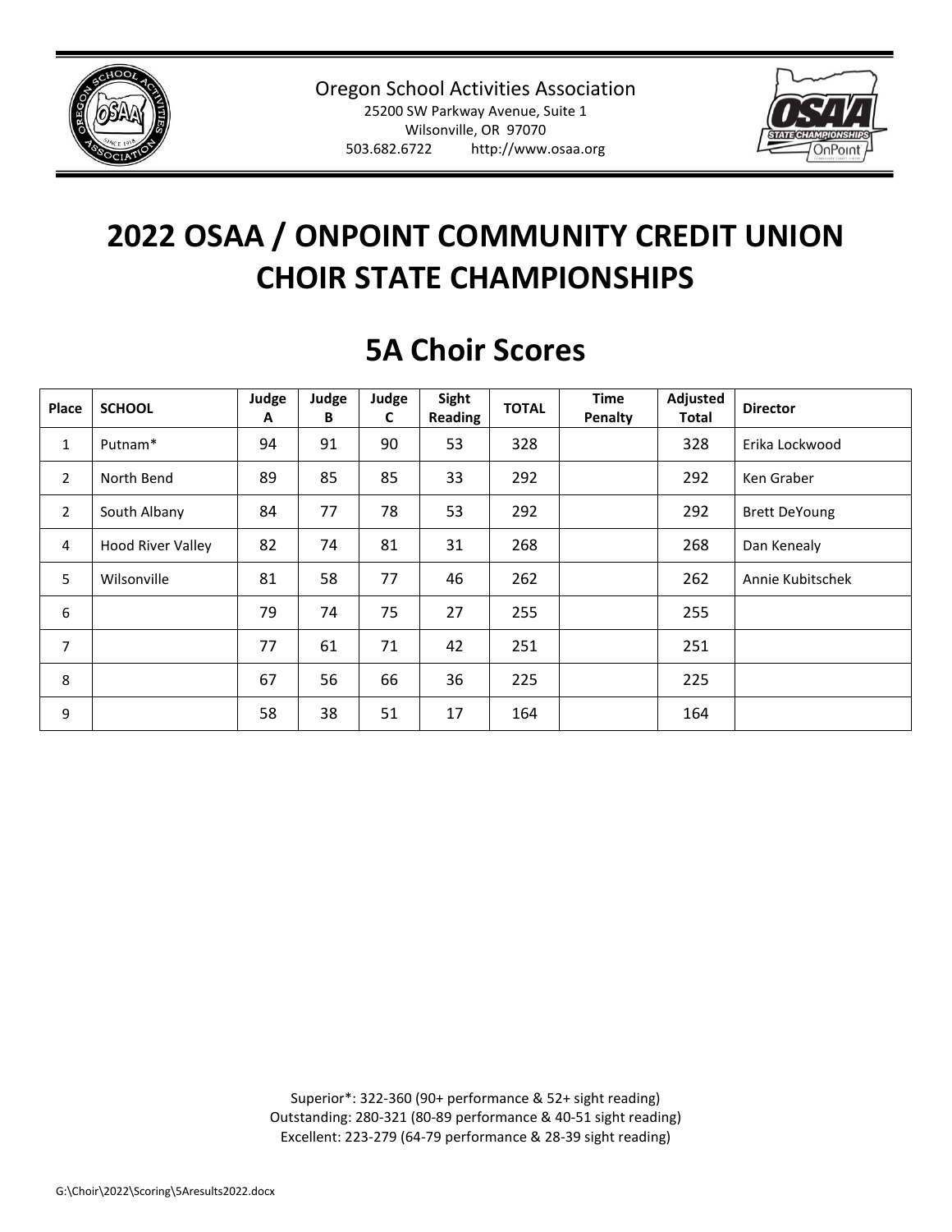Oregon School Activities Association
25200 SW Parkway Avenue, Suite 1
Wilsonville, OR 97070
503.682.6722 http://www.osaa.org

# 2022 OSAA / ONPOINT COMMUNITY CREDIT UNION CHOIR STATE CHAMPIONSHIPS

## 5A Choir Scores

| Place | SCHOOL | Judge A | Judge B | Judge C | Sight Reading | TOTAL | Time Penalty | Adjusted Total | Director |
|---|---|---|---|---|---|---|---|---|---|
| 1 | Putnam* | 94 | 91 | 90 | 53 | 328 | | 328 | Erika Lockwood |
| 2 | North Bend | 89 | 85 | 85 | 33 | 292 | | 292 | Ken Graber |
| 2 | South Albany | 84 | 77 | 78 | 53 | 292 | | 292 | Brett DeYoung |
| 4 | Hood River Valley | 82 | 74 | 81 | 31 | 268 | | 268 | Dan Kenealy |
| 5 | Wilsonville | 81 | 58 | 77 | 46 | 262 | | 262 | Annie Kubitschek |
| 6 | | 79 | 74 | 75 | 27 | 255 | | 255 | |
| 7 | | 77 | 61 | 71 | 42 | 251 | | 251 | |
| 8 | | 67 | 56 | 66 | 36 | 225 | | 225 | |
| 9 | | 58 | 38 | 51 | 17 | 164 | | 164 | |

Superior*: 322-360 (90+ performance & 52+ sight reading)
Outstanding: 280-321 (80-89 performance & 40-51 sight reading)
Excellent: 223-279 (64-79 performance & 28-39 sight reading)

G:\Choir\2022\Scoring\5Aresults2022.docx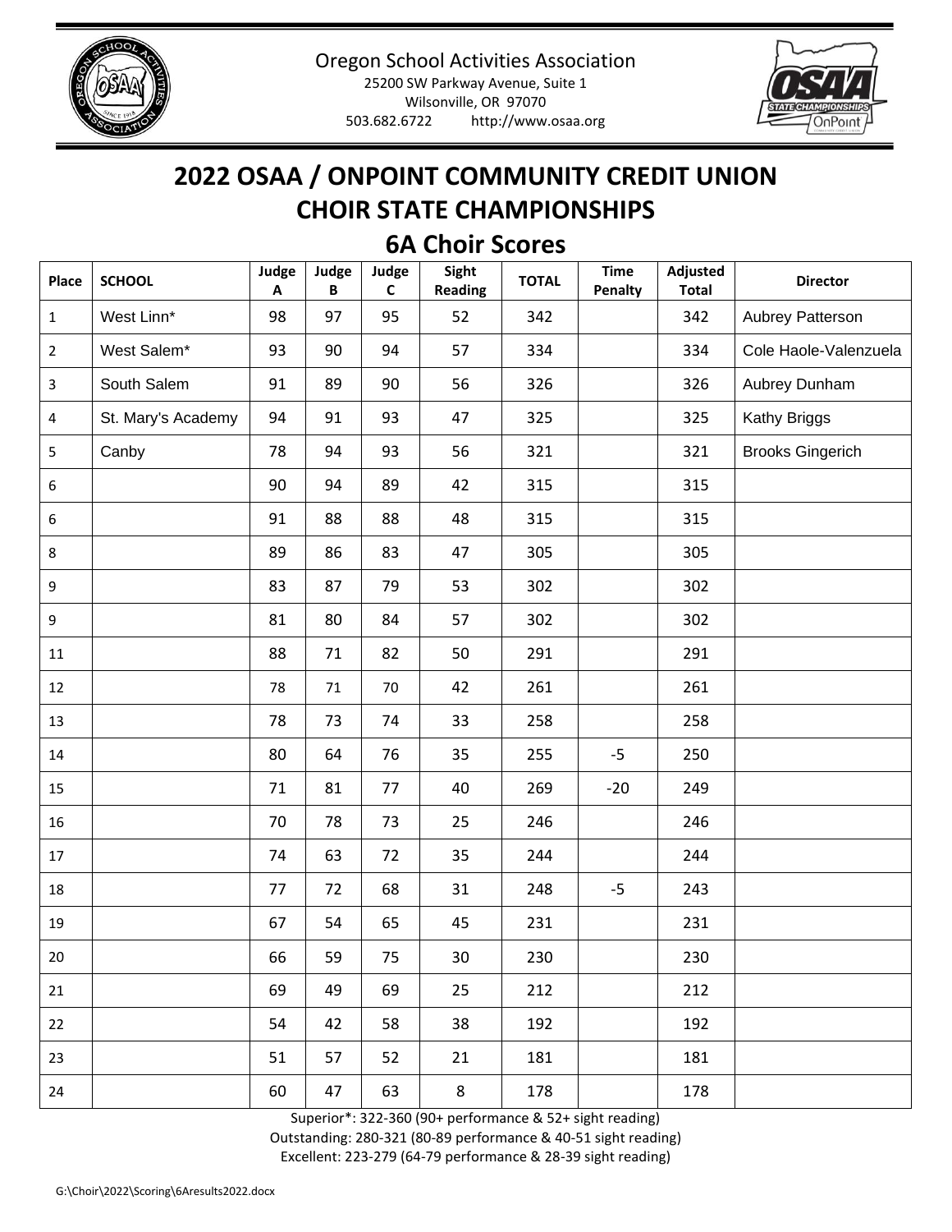Oregon School Activities Association
25200 SW Parkway Avenue, Suite 1
Wilsonville, OR 97070
503.682.6722 http://www.osaa.org

# 2022 OSAA / ONPOINT COMMUNITY CREDIT UNION CHOIR STATE CHAMPIONSHIPS

## 6A Choir Scores

| Place | SCHOOL | Judge A | Judge B | Judge C | Sight Reading | TOTAL | Time Penalty | Adjusted Total | Director |
|---|---|---|---|---|---|---|---|---|---|
| 1 | West Linn* | 98 | 97 | 95 | 52 | 342 | | 342 | Aubrey Patterson |
| 2 | West Salem* | 93 | 90 | 94 | 57 | 334 | | 334 | Cole Haole-Valenzuela |
| 3 | South Salem | 91 | 89 | 90 | 56 | 326 | | 326 | Aubrey Dunham |
| 4 | St. Mary's Academy | 94 | 91 | 93 | 47 | 325 | | 325 | Kathy Briggs |
| 5 | Canby | 78 | 94 | 93 | 56 | 321 | | 321 | Brooks Gingerich |
| 6 | | 90 | 94 | 89 | 42 | 315 | | 315 | |
| 6 | | 91 | 88 | 88 | 48 | 315 | | 315 | |
| 8 | | 89 | 86 | 83 | 47 | 305 | | 305 | |
| 9 | | 83 | 87 | 79 | 53 | 302 | | 302 | |
| 9 | | 81 | 80 | 84 | 57 | 302 | | 302 | |
| 11 | | 88 | 71 | 82 | 50 | 291 | | 291 | |
| 12 | | 78 | 71 | 70 | 42 | 261 | | 261 | |
| 13 | | 78 | 73 | 74 | 33 | 258 | | 258 | |
| 14 | | 80 | 64 | 76 | 35 | 255 | -5 | 250 | |
| 15 | | 71 | 81 | 77 | 40 | 269 | -20 | 249 | |
| 16 | | 70 | 78 | 73 | 25 | 246 | | 246 | |
| 17 | | 74 | 63 | 72 | 35 | 244 | | 244 | |
| 18 | | 77 | 72 | 68 | 31 | 248 | -5 | 243 | |
| 19 | | 67 | 54 | 65 | 45 | 231 | | 231 | |
| 20 | | 66 | 59 | 75 | 30 | 230 | | 230 | |
| 21 | | 69 | 49 | 69 | 25 | 212 | | 212 | |
| 22 | | 54 | 42 | 58 | 38 | 192 | | 192 | |
| 23 | | 51 | 57 | 52 | 21 | 181 | | 181 | |
| 24 | | 60 | 47 | 63 | 8 | 178 | | 178 | |

Superior*: 322-360 (90+ performance & 52+ sight reading)
Outstanding: 280-321 (80-89 performance & 40-51 sight reading)
Excellent: 223-279 (64-79 performance & 28-39 sight reading)

G:\Choir\2022\Scoring\6Aresults2022.docx